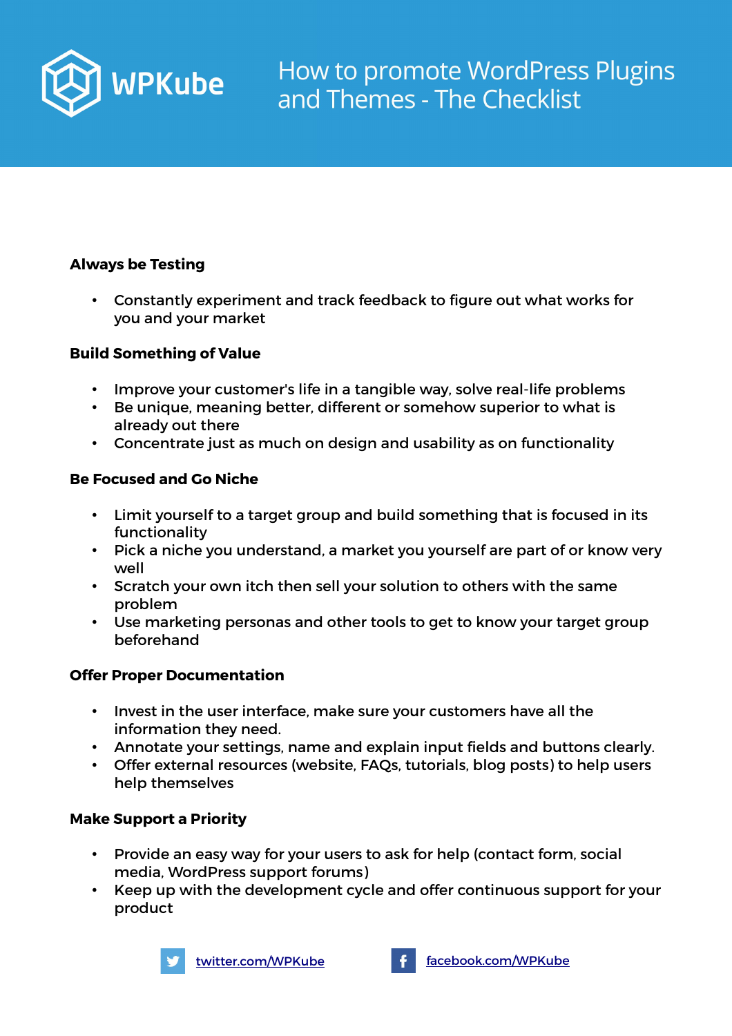# How to promote WordPress Plugins and Themes - The Checklist

**Always be Testing**

- Constantly experiment and track feedback to figure out what works for you and your market

**Build Something of Value**

- Improve your customer's life in a tangible way, solve real-life problems
- Be unique, meaning better, different or somehow superior to what is already out there
- Concentrate just as much on design and usability as on functionality

**Be Focused and Go Niche**

- Limit yourself to a target group and build something that is focused in its functionality
- Pick a niche you understand, a market you yourself are part of or know very well
- Scratch your own itch then sell your solution to others with the same problem
- Use marketing personas and other tools to get to know your target group beforehand

**Offer Proper Documentation**

- Invest in the user interface, make sure your customers have all the information they need.
- Annotate your settings, name and explain input fields and buttons clearly.
- Offer external resources (website, FAQs, tutorials, blog posts) to help users help themselves

**Make Support a Priority**

- Provide an easy way for your users to ask for help (contact form, social media, WordPress support forums)
- Keep up with the development cycle and offer continuous support for your product

twitter.com/WPKube  facebook.com/WPKube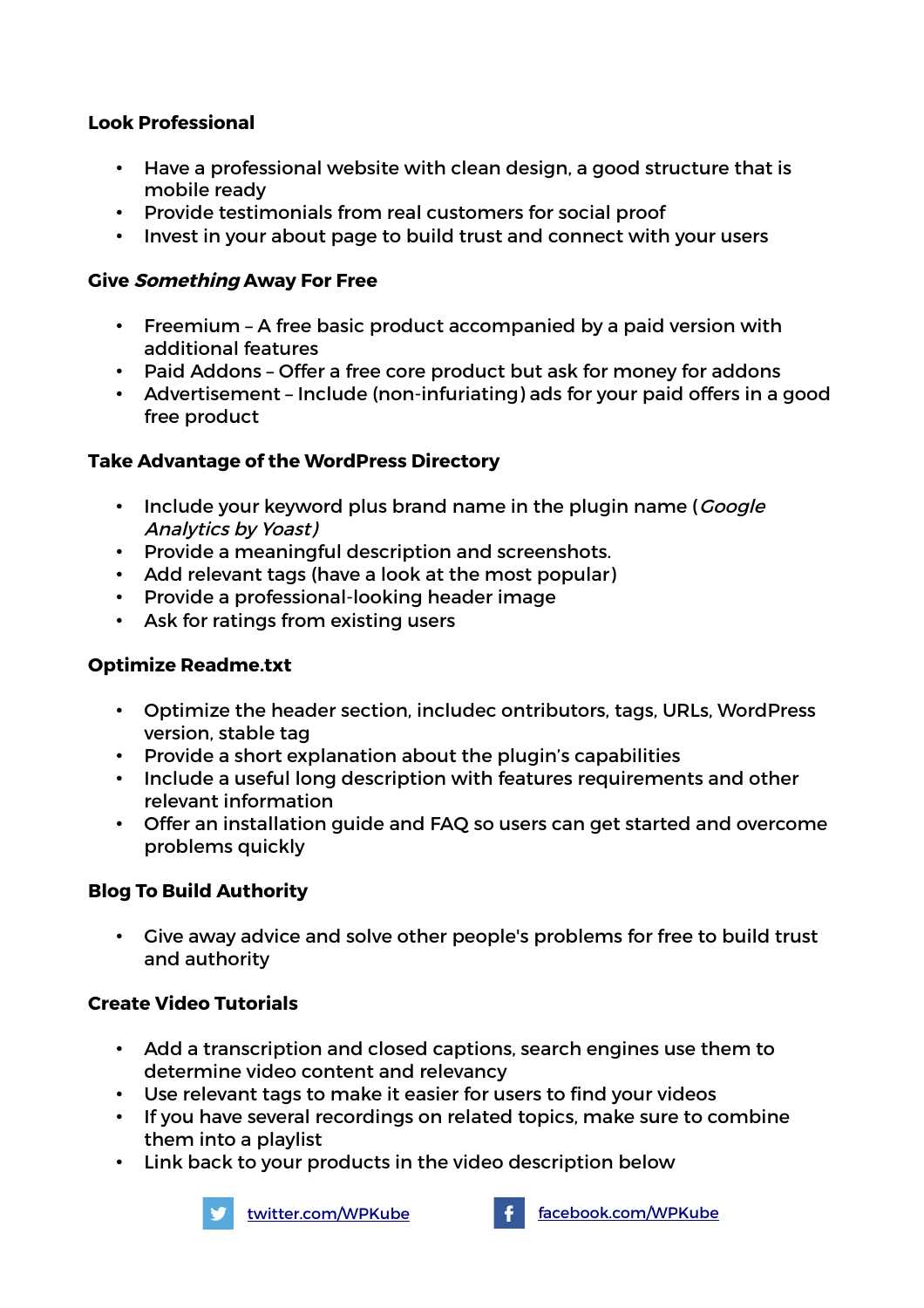**Look Professional**

- Have a professional website with clean design, a good structure that is mobile ready
- Provide testimonials from real customers for social proof
- Invest in your about page to build trust and connect with your users

**Give *Something* Away For Free**

- Freemium – A free basic product accompanied by a paid version with additional features
- Paid Addons – Offer a free core product but ask for money for addons
- Advertisement – Include (non-infuriating) ads for your paid offers in a good free product

**Take Advantage of the WordPress Directory**

- Include your keyword plus brand name in the plugin name (*Google Analytics by Yoast)*
- Provide a meaningful description and screenshots.
- Add relevant tags (have a look at the most popular)
- Provide a professional-looking header image
- Ask for ratings from existing users

**Optimize Readme.txt**

- Optimize the header section, includec ontributors, tags, URLs, WordPress version, stable tag
- Provide a short explanation about the plugin's capabilities
- Include a useful long description with features requirements and other relevant information
- Offer an installation guide and FAQ so users can get started and overcome problems quickly

**Blog To Build Authority**

- Give away advice and solve other people's problems for free to build trust and authority

**Create Video Tutorials**

- Add a transcription and closed captions, search engines use them to determine video content and relevancy
- Use relevant tags to make it easier for users to find your videos
- If you have several recordings on related topics, make sure to combine them into a playlist
- Link back to your products in the video description below

twitter.com/WPKube facebook.com/WPKube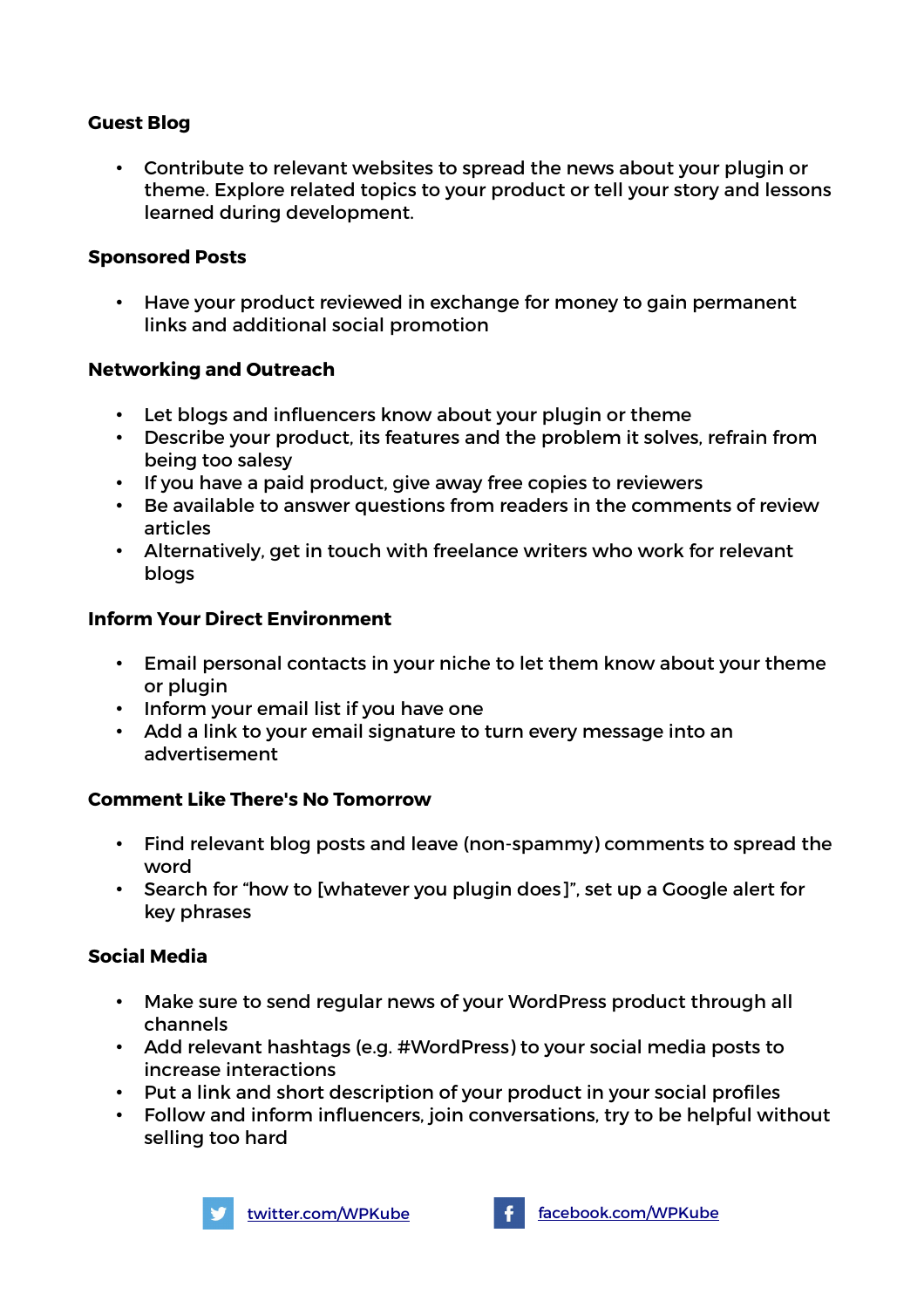**Guest Blog**

- Contribute to relevant websites to spread the news about your plugin or theme. Explore related topics to your product or tell your story and lessons learned during development.

**Sponsored Posts**

- Have your product reviewed in exchange for money to gain permanent links and additional social promotion

**Networking and Outreach**

- Let blogs and influencers know about your plugin or theme
- Describe your product, its features and the problem it solves, refrain from being too salesy
- If you have a paid product, give away free copies to reviewers
- Be available to answer questions from readers in the comments of review articles
- Alternatively, get in touch with freelance writers who work for relevant blogs

**Inform Your Direct Environment**

- Email personal contacts in your niche to let them know about your theme or plugin
- Inform your email list if you have one
- Add a link to your email signature to turn every message into an advertisement

**Comment Like There's No Tomorrow**

- Find relevant blog posts and leave (non-spammy) comments to spread the word
- Search for "how to [whatever you plugin does]", set up a Google alert for key phrases

**Social Media**

- Make sure to send regular news of your WordPress product through all channels
- Add relevant hashtags (e.g. #WordPress) to your social media posts to increase interactions
- Put a link and short description of your product in your social profiles
- Follow and inform influencers, join conversations, try to be helpful without selling too hard

twitter.com/WPKube    facebook.com/WPKube